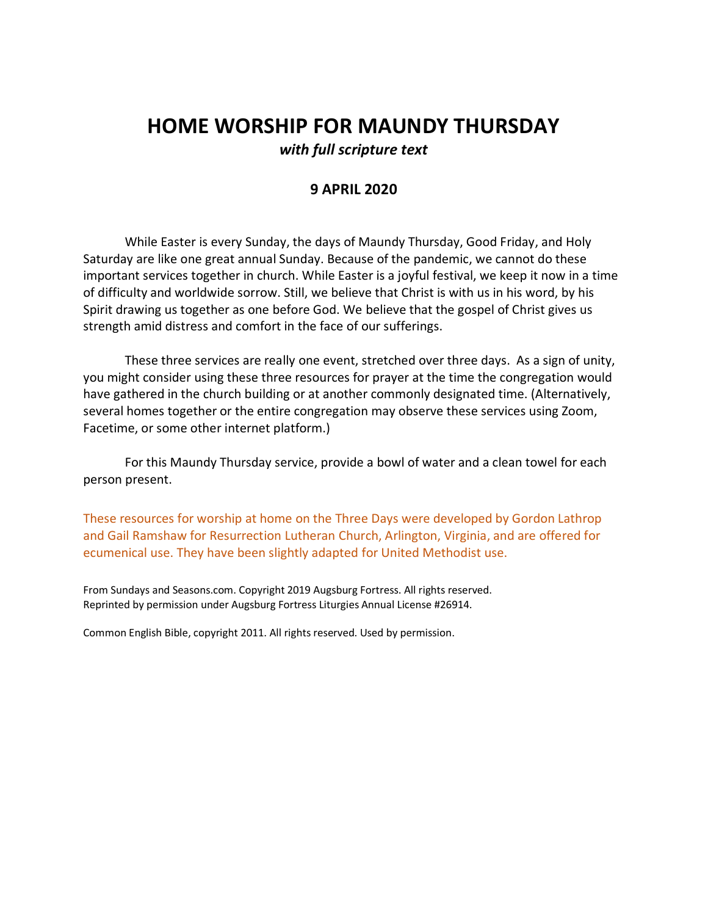# HOME WORSHIP FOR MAUNDY THURSDAY

***with full scripture text***

## 9 APRIL 2020

While Easter is every Sunday, the days of Maundy Thursday, Good Friday, and Holy Saturday are like one great annual Sunday. Because of the pandemic, we cannot do these important services together in church. While Easter is a joyful festival, we keep it now in a time of difficulty and worldwide sorrow. Still, we believe that Christ is with us in his word, by his Spirit drawing us together as one before God. We believe that the gospel of Christ gives us strength amid distress and comfort in the face of our sufferings.

These three services are really one event, stretched over three days. As a sign of unity, you might consider using these three resources for prayer at the time the congregation would have gathered in the church building or at another commonly designated time. (Alternatively, several homes together or the entire congregation may observe these services using Zoom, Facetime, or some other internet platform.)

For this Maundy Thursday service, provide a bowl of water and a clean towel for each person present.

These resources for worship at home on the Three Days were developed by Gordon Lathrop and Gail Ramshaw for Resurrection Lutheran Church, Arlington, Virginia, and are offered for ecumenical use. They have been slightly adapted for United Methodist use.

From Sundays and Seasons.com. Copyright 2019 Augsburg Fortress. All rights reserved.
Reprinted by permission under Augsburg Fortress Liturgies Annual License #26914.

Common English Bible, copyright 2011. All rights reserved. Used by permission.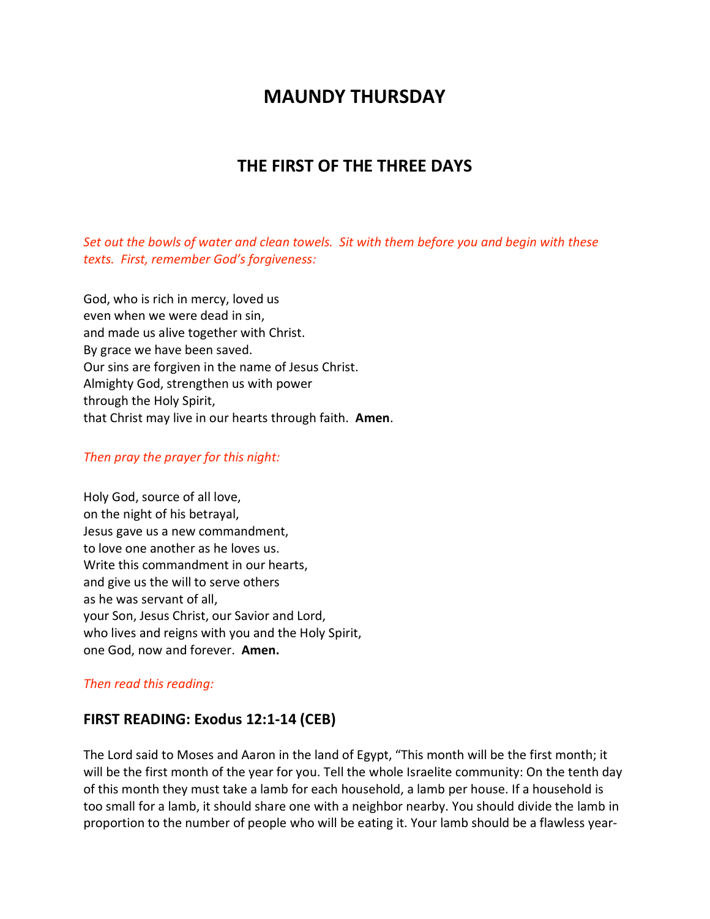# MAUNDY THURSDAY

## THE FIRST OF THE THREE DAYS

*Set out the bowls of water and clean towels. Sit with them before you and begin with these texts. First, remember God's forgiveness:*

God, who is rich in mercy, loved us
even when we were dead in sin,
and made us alive together with Christ.
By grace we have been saved.
Our sins are forgiven in the name of Jesus Christ.
Almighty God, strengthen us with power
through the Holy Spirit,
that Christ may live in our hearts through faith. **Amen**.

*Then pray the prayer for this night:*

Holy God, source of all love,
on the night of his betrayal,
Jesus gave us a new commandment,
to love one another as he loves us.
Write this commandment in our hearts,
and give us the will to serve others
as he was servant of all,
your Son, Jesus Christ, our Savior and Lord,
who lives and reigns with you and the Holy Spirit,
one God, now and forever. **Amen.**

*Then read this reading:*

### FIRST READING: Exodus 12:1-14 (CEB)

The Lord said to Moses and Aaron in the land of Egypt, "This month will be the first month; it will be the first month of the year for you. Tell the whole Israelite community: On the tenth day of this month they must take a lamb for each household, a lamb per house. If a household is too small for a lamb, it should share one with a neighbor nearby. You should divide the lamb in proportion to the number of people who will be eating it. Your lamb should be a flawless year-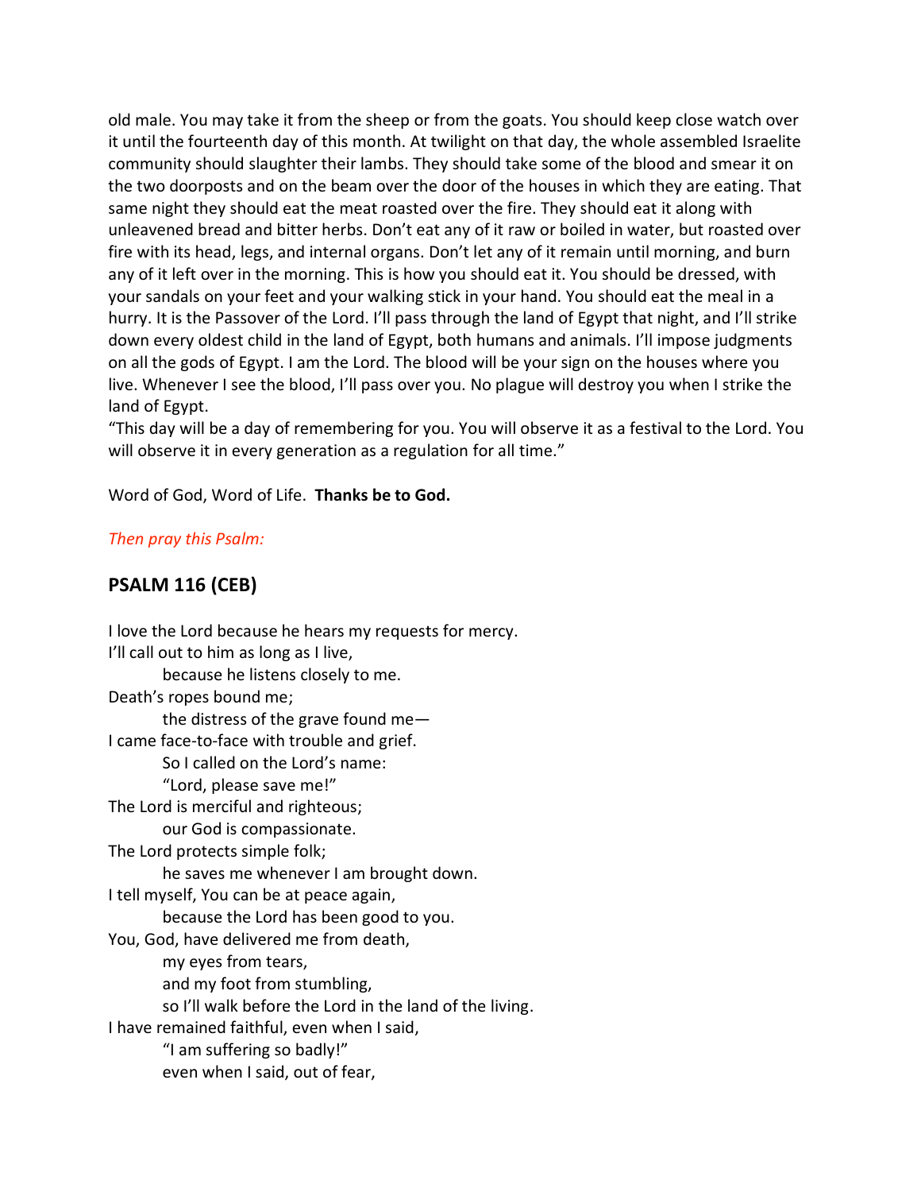old male. You may take it from the sheep or from the goats. You should keep close watch over it until the fourteenth day of this month. At twilight on that day, the whole assembled Israelite community should slaughter their lambs. They should take some of the blood and smear it on the two doorposts and on the beam over the door of the houses in which they are eating. That same night they should eat the meat roasted over the fire. They should eat it along with unleavened bread and bitter herbs. Don't eat any of it raw or boiled in water, but roasted over fire with its head, legs, and internal organs. Don't let any of it remain until morning, and burn any of it left over in the morning. This is how you should eat it. You should be dressed, with your sandals on your feet and your walking stick in your hand. You should eat the meal in a hurry. It is the Passover of the Lord. I'll pass through the land of Egypt that night, and I'll strike down every oldest child in the land of Egypt, both humans and animals. I'll impose judgments on all the gods of Egypt. I am the Lord. The blood will be your sign on the houses where you live. Whenever I see the blood, I'll pass over you. No plague will destroy you when I strike the land of Egypt.

"This day will be a day of remembering for you. You will observe it as a festival to the Lord. You will observe it in every generation as a regulation for all time."

Word of God, Word of Life. **Thanks be to God.**

*Then pray this Psalm:*

## PSALM 116 (CEB)

I love the Lord because he hears my requests for mercy.
I'll call out to him as long as I live,
    because he listens closely to me.
Death's ropes bound me;
    the distress of the grave found me—
I came face-to-face with trouble and grief.
    So I called on the Lord's name:
    "Lord, please save me!"
The Lord is merciful and righteous;
    our God is compassionate.
The Lord protects simple folk;
    he saves me whenever I am brought down.
I tell myself, You can be at peace again,
    because the Lord has been good to you.
You, God, have delivered me from death,
    my eyes from tears,
    and my foot from stumbling,
    so I'll walk before the Lord in the land of the living.
I have remained faithful, even when I said,
    "I am suffering so badly!"
    even when I said, out of fear,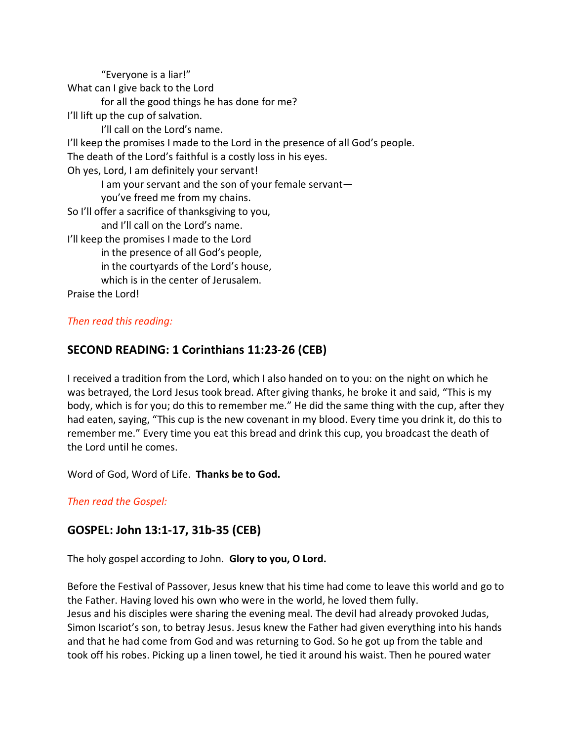"Everyone is a liar!"

What can I give back to the Lord

for all the good things he has done for me?

I'll lift up the cup of salvation.

I'll call on the Lord's name.

I'll keep the promises I made to the Lord in the presence of all God's people.

The death of the Lord's faithful is a costly loss in his eyes.

Oh yes, Lord, I am definitely your servant!

I am your servant and the son of your female servant—

you've freed me from my chains.

So I'll offer a sacrifice of thanksgiving to you,

and I'll call on the Lord's name.

I'll keep the promises I made to the Lord

in the presence of all God's people,

in the courtyards of the Lord's house,

which is in the center of Jerusalem.

Praise the Lord!

*Then read this reading:*

## SECOND READING: 1 Corinthians 11:23-26 (CEB)

I received a tradition from the Lord, which I also handed on to you: on the night on which he was betrayed, the Lord Jesus took bread. After giving thanks, he broke it and said, "This is my body, which is for you; do this to remember me." He did the same thing with the cup, after they had eaten, saying, "This cup is the new covenant in my blood. Every time you drink it, do this to remember me." Every time you eat this bread and drink this cup, you broadcast the death of the Lord until he comes.

Word of God, Word of Life. **Thanks be to God.**

*Then read the Gospel:*

## GOSPEL: John 13:1-17, 31b-35 (CEB)

The holy gospel according to John. **Glory to you, O Lord.**

Before the Festival of Passover, Jesus knew that his time had come to leave this world and go to the Father. Having loved his own who were in the world, he loved them fully.
Jesus and his disciples were sharing the evening meal. The devil had already provoked Judas, Simon Iscariot's son, to betray Jesus. Jesus knew the Father had given everything into his hands and that he had come from God and was returning to God. So he got up from the table and took off his robes. Picking up a linen towel, he tied it around his waist. Then he poured water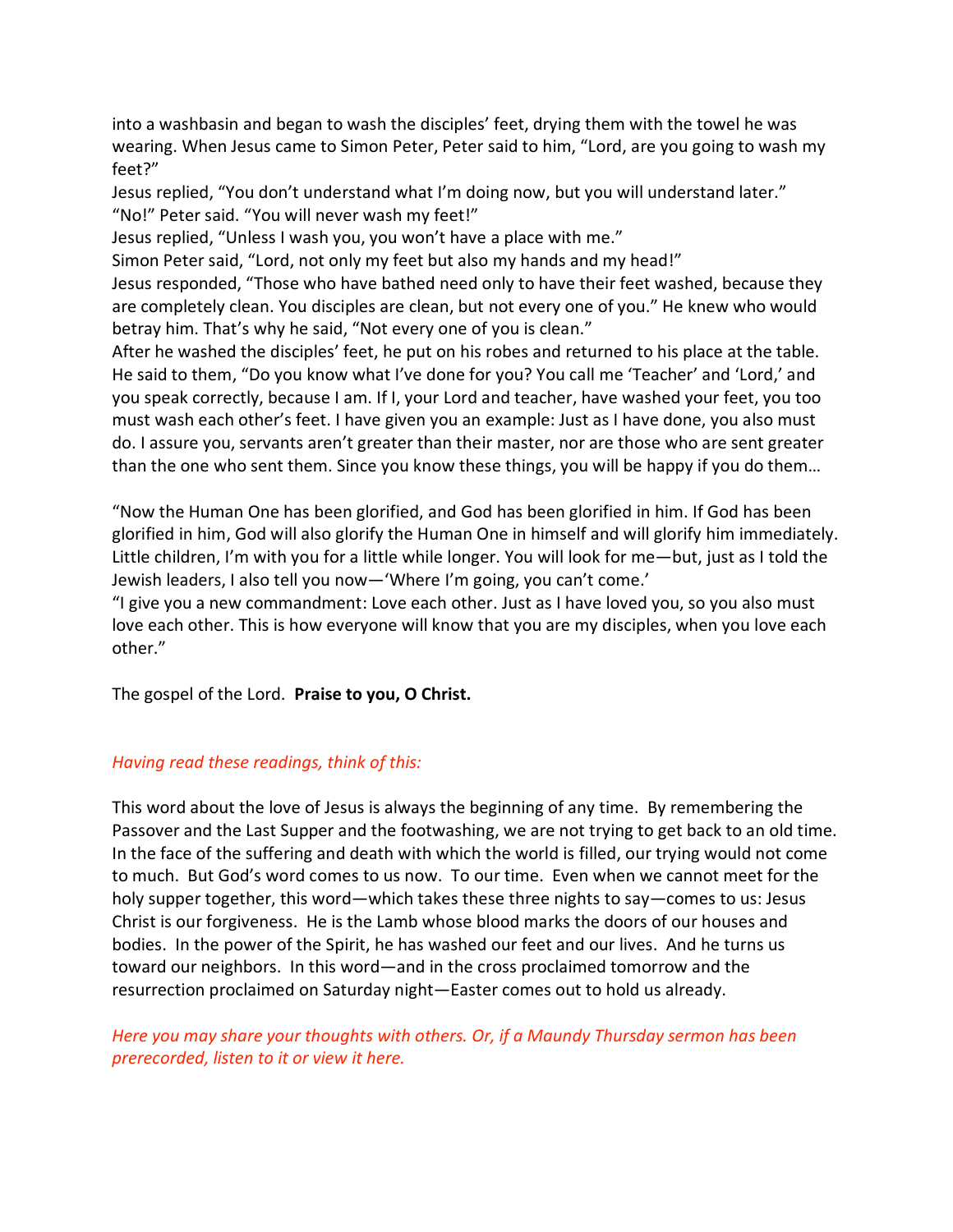into a washbasin and began to wash the disciples' feet, drying them with the towel he was wearing. When Jesus came to Simon Peter, Peter said to him, "Lord, are you going to wash my feet?"

Jesus replied, "You don't understand what I'm doing now, but you will understand later."

"No!" Peter said. "You will never wash my feet!"

Jesus replied, "Unless I wash you, you won't have a place with me."

Simon Peter said, "Lord, not only my feet but also my hands and my head!"

Jesus responded, "Those who have bathed need only to have their feet washed, because they are completely clean. You disciples are clean, but not every one of you." He knew who would betray him. That's why he said, "Not every one of you is clean."

After he washed the disciples' feet, he put on his robes and returned to his place at the table. He said to them, "Do you know what I've done for you? You call me 'Teacher' and 'Lord,' and you speak correctly, because I am. If I, your Lord and teacher, have washed your feet, you too must wash each other's feet. I have given you an example: Just as I have done, you also must do. I assure you, servants aren't greater than their master, nor are those who are sent greater than the one who sent them. Since you know these things, you will be happy if you do them…

"Now the Human One has been glorified, and God has been glorified in him. If God has been glorified in him, God will also glorify the Human One in himself and will glorify him immediately. Little children, I'm with you for a little while longer. You will look for me—but, just as I told the Jewish leaders, I also tell you now—'Where I'm going, you can't come.'

"I give you a new commandment: Love each other. Just as I have loved you, so you also must love each other. This is how everyone will know that you are my disciples, when you love each other."

The gospel of the Lord. **Praise to you, O Christ.**

*Having read these readings, think of this:*

This word about the love of Jesus is always the beginning of any time. By remembering the Passover and the Last Supper and the footwashing, we are not trying to get back to an old time. In the face of the suffering and death with which the world is filled, our trying would not come to much. But God's word comes to us now. To our time. Even when we cannot meet for the holy supper together, this word—which takes these three nights to say—comes to us: Jesus Christ is our forgiveness. He is the Lamb whose blood marks the doors of our houses and bodies. In the power of the Spirit, he has washed our feet and our lives. And he turns us toward our neighbors. In this word—and in the cross proclaimed tomorrow and the resurrection proclaimed on Saturday night—Easter comes out to hold us already.

*Here you may share your thoughts with others. Or, if a Maundy Thursday sermon has been prerecorded, listen to it or view it here.*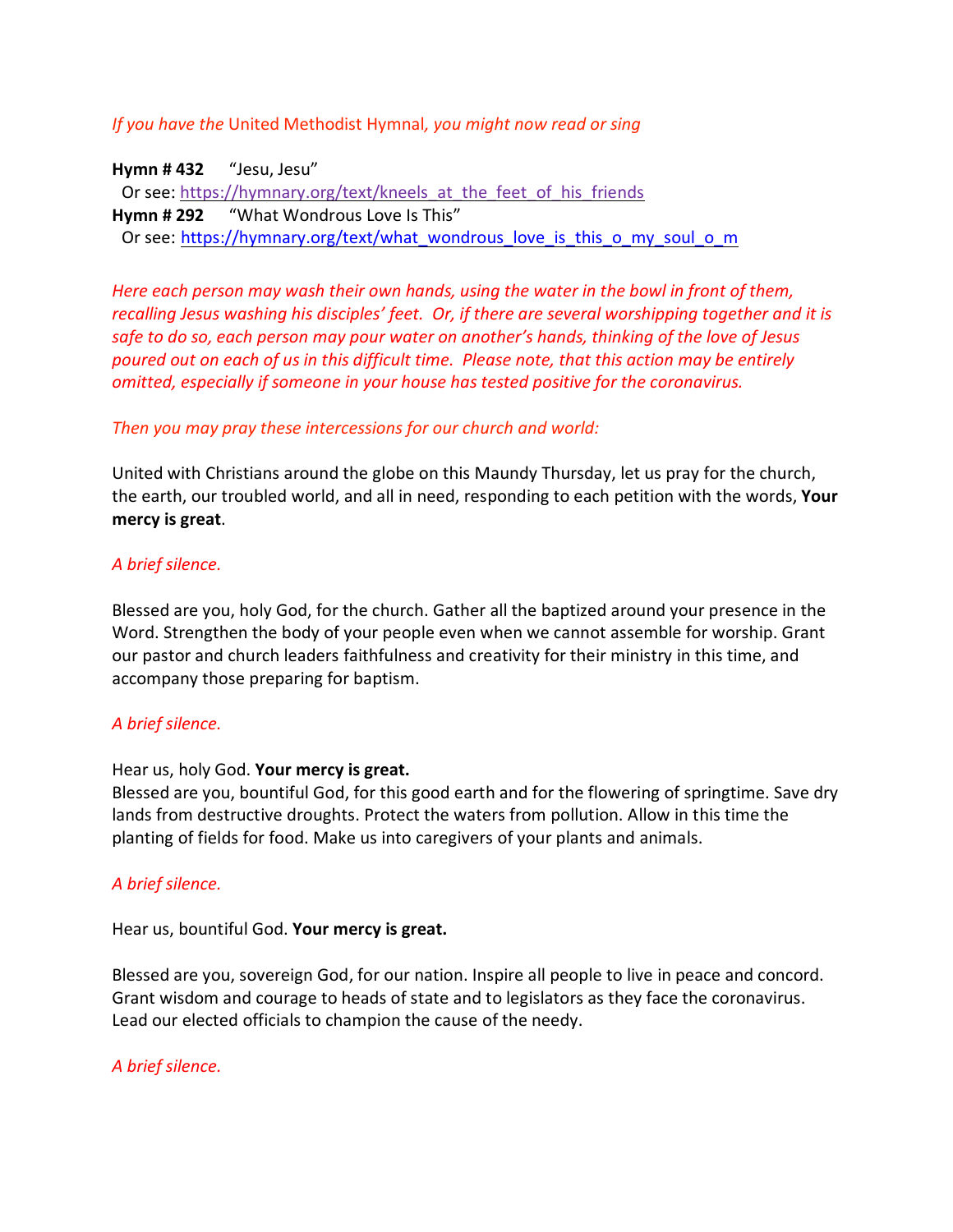*If you have the* United Methodist Hymnal*, you might now read or sing*

**Hymn # 432** “Jesu, Jesu”
Or see: https://hymnary.org/text/kneels_at_the_feet_of_his_friends
**Hymn # 292** “What Wondrous Love Is This”
Or see: https://hymnary.org/text/what_wondrous_love_is_this_o_my_soul_o_m

*Here each person may wash their own hands, using the water in the bowl in front of them, recalling Jesus washing his disciples’ feet. Or, if there are several worshipping together and it is safe to do so, each person may pour water on another’s hands, thinking of the love of Jesus poured out on each of us in this difficult time. Please note, that this action may be entirely omitted, especially if someone in your house has tested positive for the coronavirus.*

*Then you may pray these intercessions for our church and world:*

United with Christians around the globe on this Maundy Thursday, let us pray for the church, the earth, our troubled world, and all in need, responding to each petition with the words, **Your mercy is great**.

*A brief silence.*

Blessed are you, holy God, for the church. Gather all the baptized around your presence in the Word. Strengthen the body of your people even when we cannot assemble for worship. Grant our pastor and church leaders faithfulness and creativity for their ministry in this time, and accompany those preparing for baptism.

*A brief silence.*

Hear us, holy God. **Your mercy is great.**
Blessed are you, bountiful God, for this good earth and for the flowering of springtime. Save dry lands from destructive droughts. Protect the waters from pollution. Allow in this time the planting of fields for food. Make us into caregivers of your plants and animals.

*A brief silence.*

Hear us, bountiful God. **Your mercy is great.**

Blessed are you, sovereign God, for our nation. Inspire all people to live in peace and concord. Grant wisdom and courage to heads of state and to legislators as they face the coronavirus. Lead our elected officials to champion the cause of the needy.

*A brief silence.*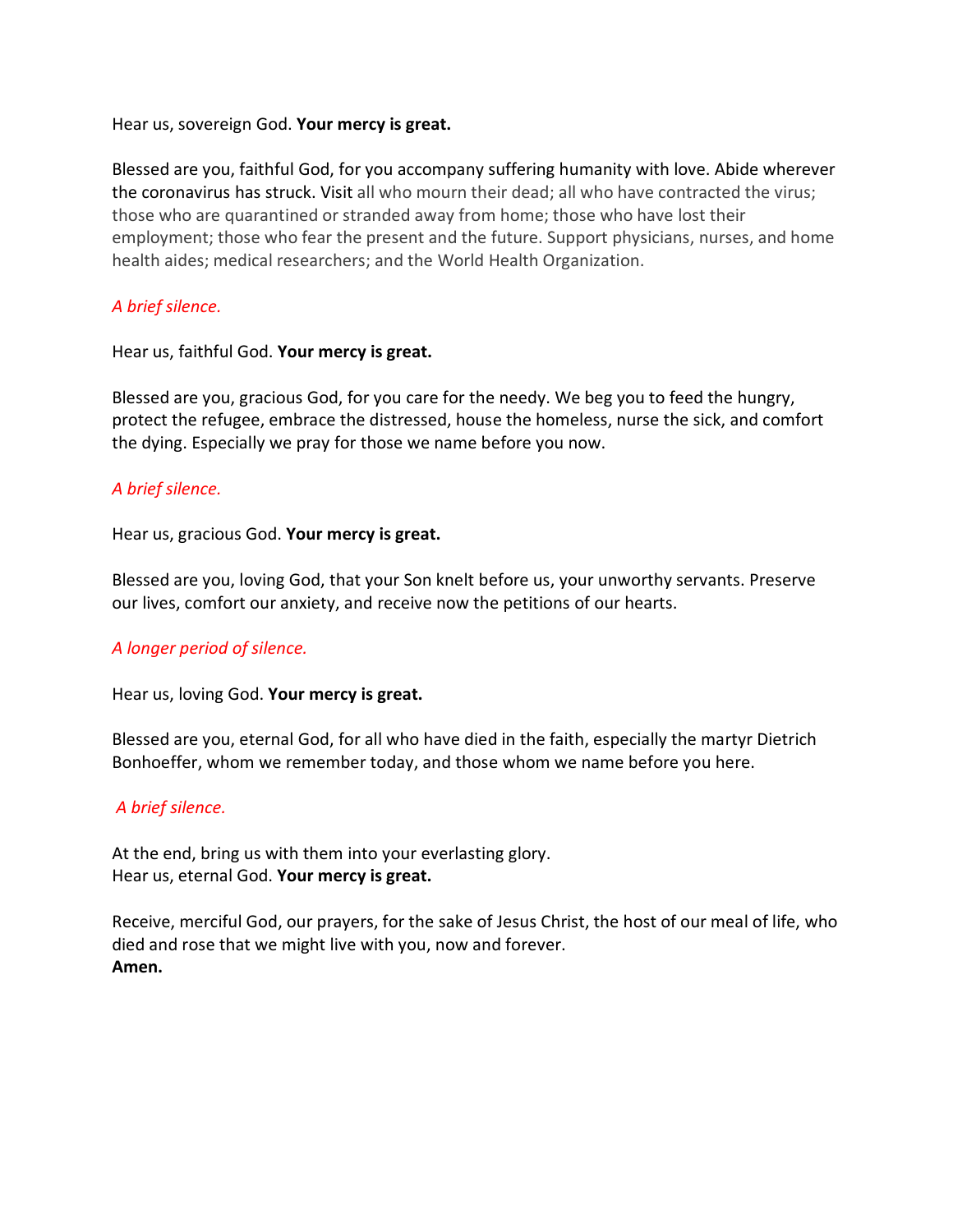Hear us, sovereign God. **Your mercy is great.**

Blessed are you, faithful God, for you accompany suffering humanity with love. Abide wherever the coronavirus has struck. Visit all who mourn their dead; all who have contracted the virus; those who are quarantined or stranded away from home; those who have lost their employment; those who fear the present and the future. Support physicians, nurses, and home health aides; medical researchers; and the World Health Organization.

*A brief silence.*

Hear us, faithful God. **Your mercy is great.**

Blessed are you, gracious God, for you care for the needy. We beg you to feed the hungry, protect the refugee, embrace the distressed, house the homeless, nurse the sick, and comfort the dying. Especially we pray for those we name before you now.

*A brief silence.*

Hear us, gracious God. **Your mercy is great.**

Blessed are you, loving God, that your Son knelt before us, your unworthy servants. Preserve our lives, comfort our anxiety, and receive now the petitions of our hearts.

*A longer period of silence.*

Hear us, loving God. **Your mercy is great.**

Blessed are you, eternal God, for all who have died in the faith, especially the martyr Dietrich Bonhoeffer, whom we remember today, and those whom we name before you here.

*A brief silence.*

At the end, bring us with them into your everlasting glory.
Hear us, eternal God. **Your mercy is great.**

Receive, merciful God, our prayers, for the sake of Jesus Christ, the host of our meal of life, who died and rose that we might live with you, now and forever.
**Amen.**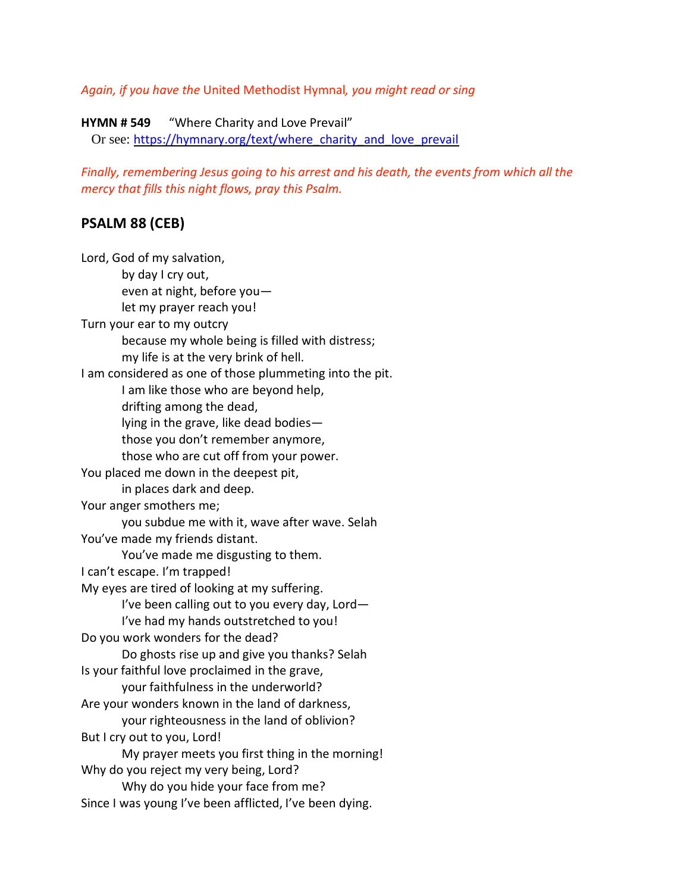*Again, if you have the* United Methodist Hymnal*, you might read or sing*

**HYMN # 549** "Where Charity and Love Prevail"
Or see: https://hymnary.org/text/where_charity_and_love_prevail

*Finally, remembering Jesus going to his arrest and his death, the events from which all the mercy that fills this night flows, pray this Psalm.*

## PSALM 88 (CEB)

Lord, God of my salvation,
  by day I cry out,
  even at night, before you—
  let my prayer reach you!
Turn your ear to my outcry
  because my whole being is filled with distress;
  my life is at the very brink of hell.
I am considered as one of those plummeting into the pit.
  I am like those who are beyond help,
  drifting among the dead,
  lying in the grave, like dead bodies—
  those you don't remember anymore,
  those who are cut off from your power.
You placed me down in the deepest pit,
  in places dark and deep.
Your anger smothers me;
  you subdue me with it, wave after wave. Selah
You've made my friends distant.
  You've made me disgusting to them.
I can't escape. I'm trapped!
My eyes are tired of looking at my suffering.
  I've been calling out to you every day, Lord—
  I've had my hands outstretched to you!
Do you work wonders for the dead?
  Do ghosts rise up and give you thanks? Selah
Is your faithful love proclaimed in the grave,
  your faithfulness in the underworld?
Are your wonders known in the land of darkness,
  your righteousness in the land of oblivion?
But I cry out to you, Lord!
  My prayer meets you first thing in the morning!
Why do you reject my very being, Lord?
  Why do you hide your face from me?
Since I was young I've been afflicted, I've been dying.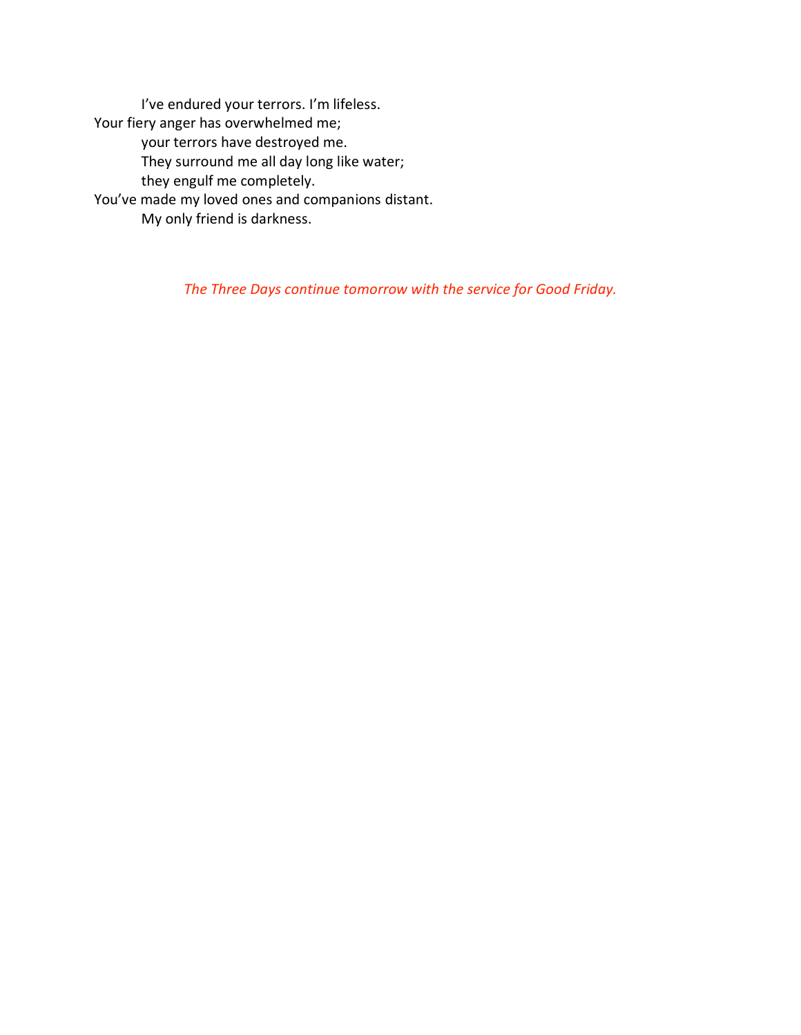I've endured your terrors. I'm lifeless.  
Your fiery anger has overwhelmed me;  
your terrors have destroyed me.  
They surround me all day long like water;  
they engulf me completely.  
You've made my loved ones and companions distant.  
My only friend is darkness.

*The Three Days continue tomorrow with the service for Good Friday.*